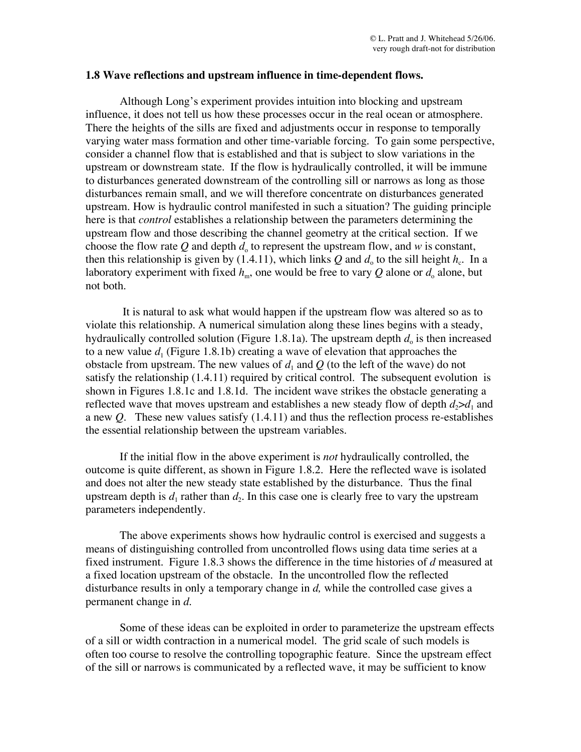## 1.8 Wave reflections and upstream influence in time-dependent flows.

Although Long's experiment provides intuition into blocking and upstream influence, it does not tell us how these processes occur in the real ocean or atmosphere. There the heights of the sills are fixed and adjustments occur in response to temporally varying water mass formation and other time-variable forcing. To gain some perspective, consider a channel flow that is established and that is subject to slow variations in the upstream or downstream state. If the flow is hydraulically controlled, it will be immune to disturbances generated downstream of the controlling sill or narrows as long as those disturbances remain small, and we will therefore concentrate on disturbances generated upstream. How is hydraulic control manifested in such a situation? The guiding principle here is that *control* establishes a relationship between the parameters determining the upstream flow and those describing the channel geometry at the critical section. If we choose the flow rate $Q$ and depth $d_o$ to represent the upstream flow, and $w$ is constant, then this relationship is given by (1.4.11), which links $Q$ and $d_o$ to the sill height $h_c$. In a laboratory experiment with fixed $h_m$, one would be free to vary $Q$ alone or $d_o$ alone, but not both.

It is natural to ask what would happen if the upstream flow was altered so as to violate this relationship. A numerical simulation along these lines begins with a steady, hydraulically controlled solution (Figure 1.8.1a). The upstream depth $d_o$ is then increased to a new value $d_1$ (Figure 1.8.1b) creating a wave of elevation that approaches the obstacle from upstream. The new values of $d_1$ and $Q$ (to the left of the wave) do not satisfy the relationship (1.4.11) required by critical control. The subsequent evolution is shown in Figures 1.8.1c and 1.8.1d. The incident wave strikes the obstacle generating a reflected wave that moves upstream and establishes a new steady flow of depth $d_2 > d_1$ and a new $Q$. These new values satisfy (1.4.11) and thus the reflection process re-establishes the essential relationship between the upstream variables.

If the initial flow in the above experiment is *not* hydraulically controlled, the outcome is quite different, as shown in Figure 1.8.2. Here the reflected wave is isolated and does not alter the new steady state established by the disturbance. Thus the final upstream depth is $d_1$ rather than $d_2$. In this case one is clearly free to vary the upstream parameters independently.

The above experiments shows how hydraulic control is exercised and suggests a means of distinguishing controlled from uncontrolled flows using data time series at a fixed instrument. Figure 1.8.3 shows the difference in the time histories of $d$ measured at a fixed location upstream of the obstacle. In the uncontrolled flow the reflected disturbance results in only a temporary change in $d$, while the controlled case gives a permanent change in $d$.

Some of these ideas can be exploited in order to parameterize the upstream effects of a sill or width contraction in a numerical model. The grid scale of such models is often too course to resolve the controlling topographic feature. Since the upstream effect of the sill or narrows is communicated by a reflected wave, it may be sufficient to know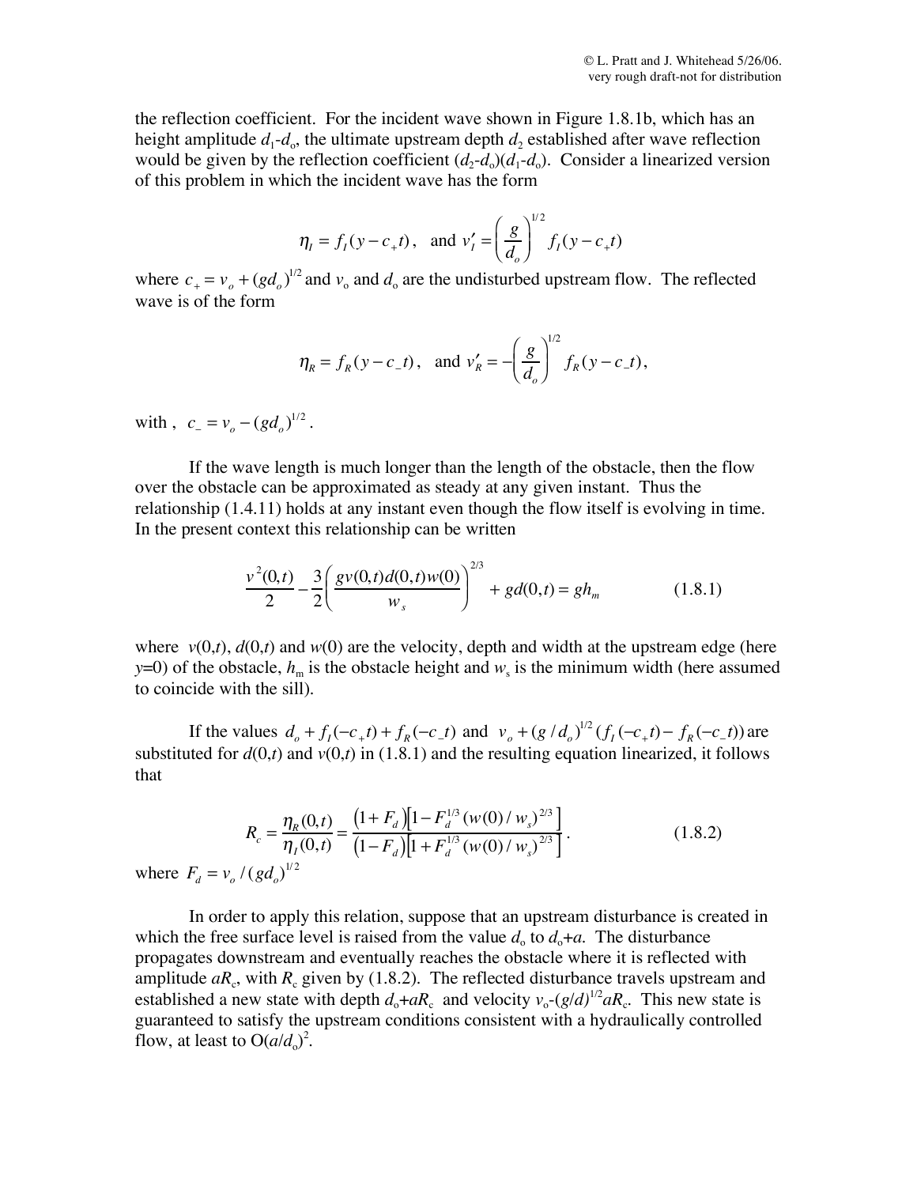the reflection coefficient. For the incident wave shown in Figure 1.8.1b, which has an height amplitude $d_1$-$d_o$, the ultimate upstream depth $d_2$ established after wave reflection would be given by the reflection coefficient ($d_2$-$d_o$)($d_1$-$d_o$). Consider a linearized version of this problem in which the incident wave has the form

$$\eta_I = f_I(y - c_+ t), \quad \text{and } v_I' = \left(\frac{g}{d_o}\right)^{1/2} f_I(y - c_+ t)$$

where $c_+ = v_o + (gd_o)^{1/2}$ and $v_o$ and $d_o$ are the undisturbed upstream flow. The reflected wave is of the form

$$\eta_R = f_R(y - c_- t), \quad \text{and } v_R' = -\left(\frac{g}{d_o}\right)^{1/2} f_R(y - c_- t),$$

with , $c_- = v_o - (gd_o)^{1/2}$ .

If the wave length is much longer than the length of the obstacle, then the flow over the obstacle can be approximated as steady at any given instant. Thus the relationship (1.4.11) holds at any instant even though the flow itself is evolving in time. In the present context this relationship can be written

$$\frac{v^2(0,t)}{2} - \frac{3}{2}\left(\frac{gv(0,t)d(0,t)w(0)}{w_s}\right)^{2/3} + gd(0,t) = gh_m \qquad (1.8.1)$$

where $v(0,t)$, $d(0,t)$ and $w(0)$ are the velocity, depth and width at the upstream edge (here $y$=0) of the obstacle, $h_m$ is the obstacle height and $w_s$ is the minimum width (here assumed to coincide with the sill).

If the values $d_o + f_I(-c_+ t) + f_R(-c_- t)$ and $v_o + (g/d_o)^{1/2}(f_I(-c_+ t) - f_R(-c_- t))$ are substituted for $d(0,t)$ and $v(0,t)$ in (1.8.1) and the resulting equation linearized, it follows that

$$R_c = \frac{\eta_R(0,t)}{\eta_I(0,t)} = \frac{(1+F_d)\left[1 - F_d^{1/3}(w(0)/w_s)^{2/3}\right]}{(1-F_d)\left[1 + F_d^{1/3}(w(0)/w_s)^{2/3}\right]} \,. \qquad (1.8.2)$$

where $F_d = v_o/(gd_o)^{1/2}$

In order to apply this relation, suppose that an upstream disturbance is created in which the free surface level is raised from the value $d_o$ to $d_o$+$a$. The disturbance propagates downstream and eventually reaches the obstacle where it is reflected with amplitude $aR_c$, with $R_c$ given by (1.8.2). The reflected disturbance travels upstream and established a new state with depth $d_o$+$aR_c$ and velocity $v_o$-$(g/d)^{1/2}aR_c$. This new state is guaranteed to satisfy the upstream conditions consistent with a hydraulically controlled flow, at least to O$(a/d_o)^2$.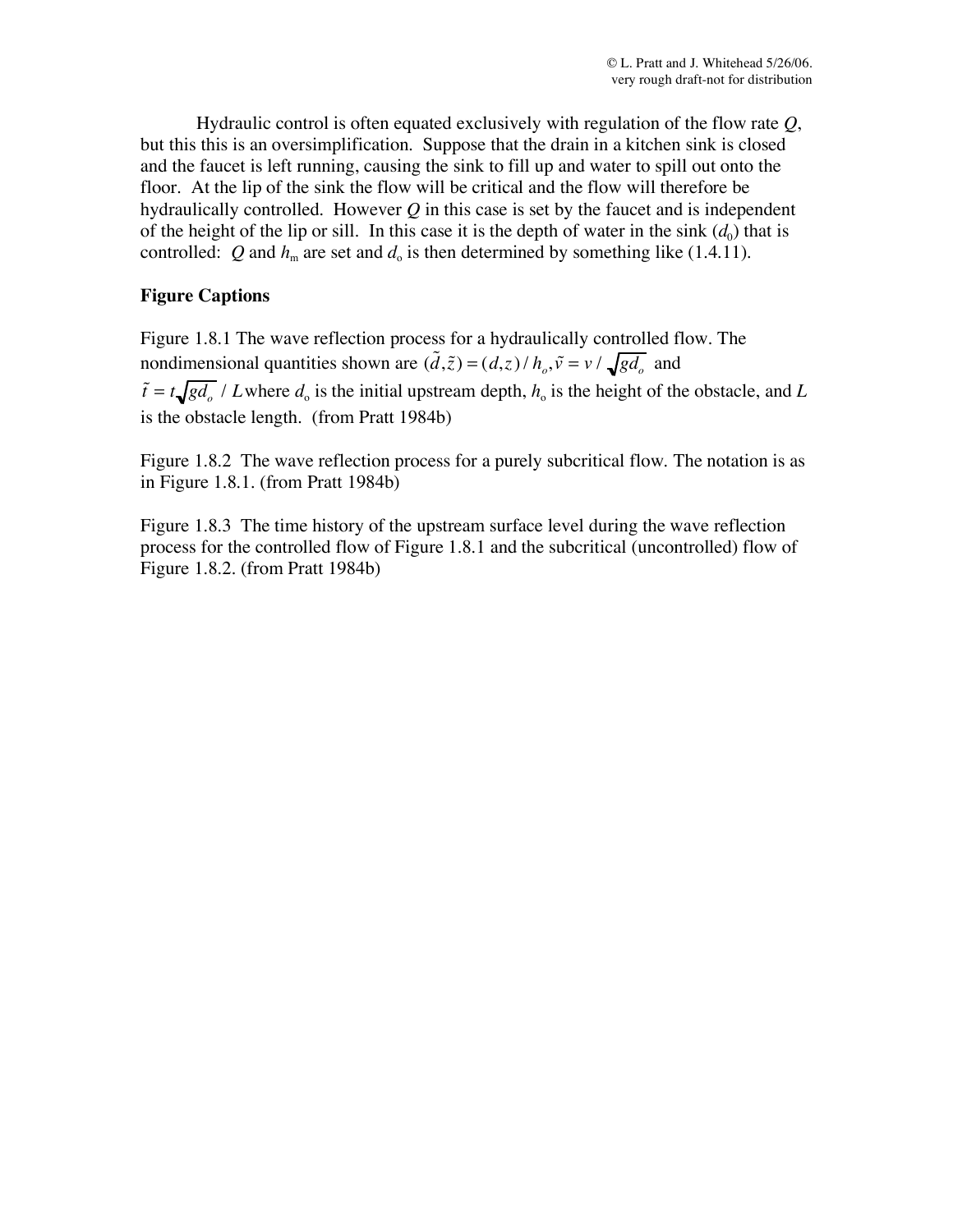Hydraulic control is often equated exclusively with regulation of the flow rate $Q$, but this this is an oversimplification. Suppose that the drain in a kitchen sink is closed and the faucet is left running, causing the sink to fill up and water to spill out onto the floor. At the lip of the sink the flow will be critical and the flow will therefore be hydraulically controlled. However $Q$ in this case is set by the faucet and is independent of the height of the lip or sill. In this case it is the depth of water in the sink ($d_0$) that is controlled: $Q$ and $h_m$ are set and $d_o$ is then determined by something like (1.4.11).

**Figure Captions**

Figure 1.8.1 The wave reflection process for a hydraulically controlled flow. The nondimensional quantities shown are $(\tilde{d},\tilde{z}) = (d,z)/h_o, \tilde{v} = v/\sqrt{gd_o}$ and $\tilde{t} = t\sqrt{gd_o}/L$ where $d_o$ is the initial upstream depth, $h_o$ is the height of the obstacle, and $L$ is the obstacle length. (from Pratt 1984b)

Figure 1.8.2 The wave reflection process for a purely subcritical flow. The notation is as in Figure 1.8.1. (from Pratt 1984b)

Figure 1.8.3 The time history of the upstream surface level during the wave reflection process for the controlled flow of Figure 1.8.1 and the subcritical (uncontrolled) flow of Figure 1.8.2. (from Pratt 1984b)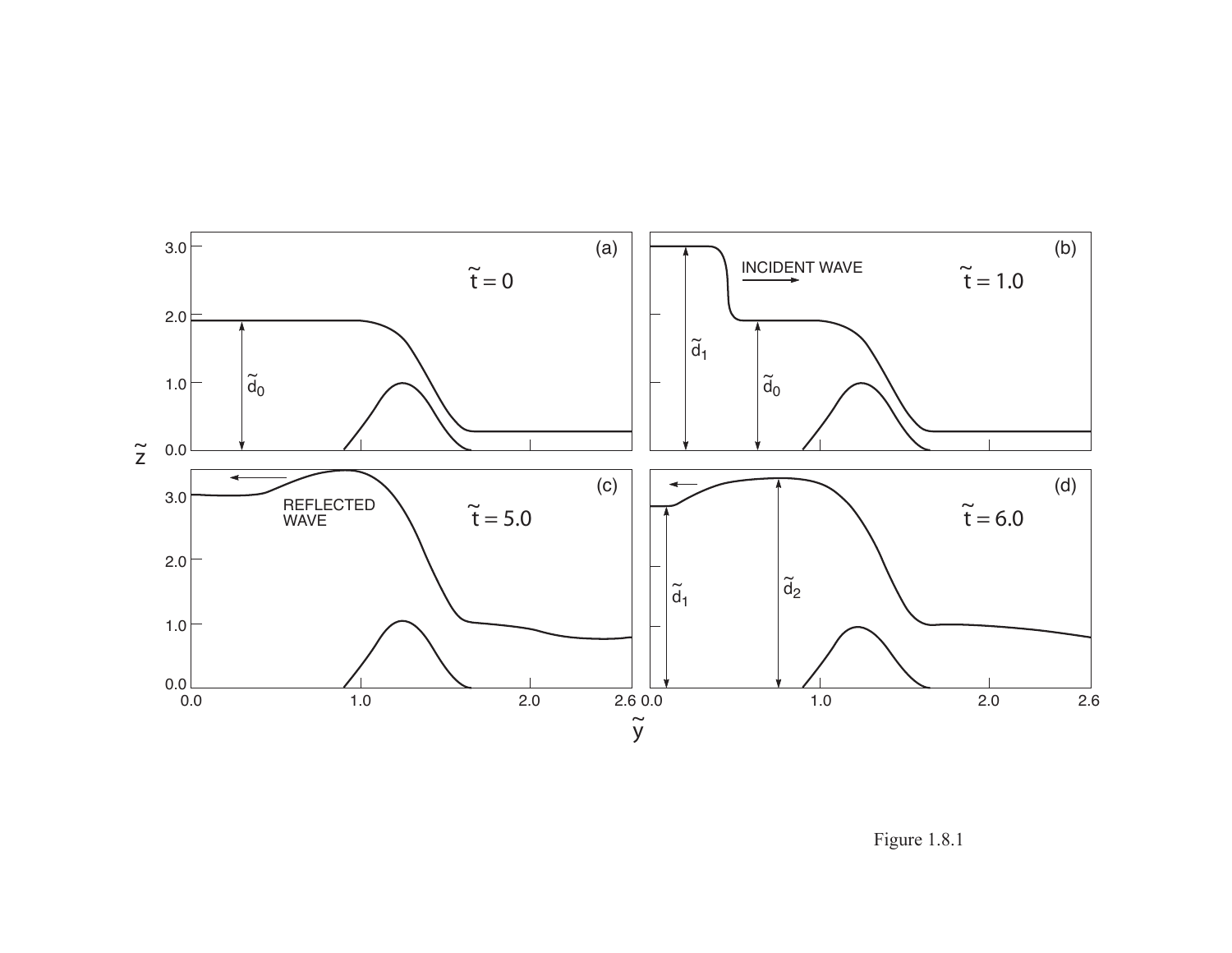Figure 1.8.1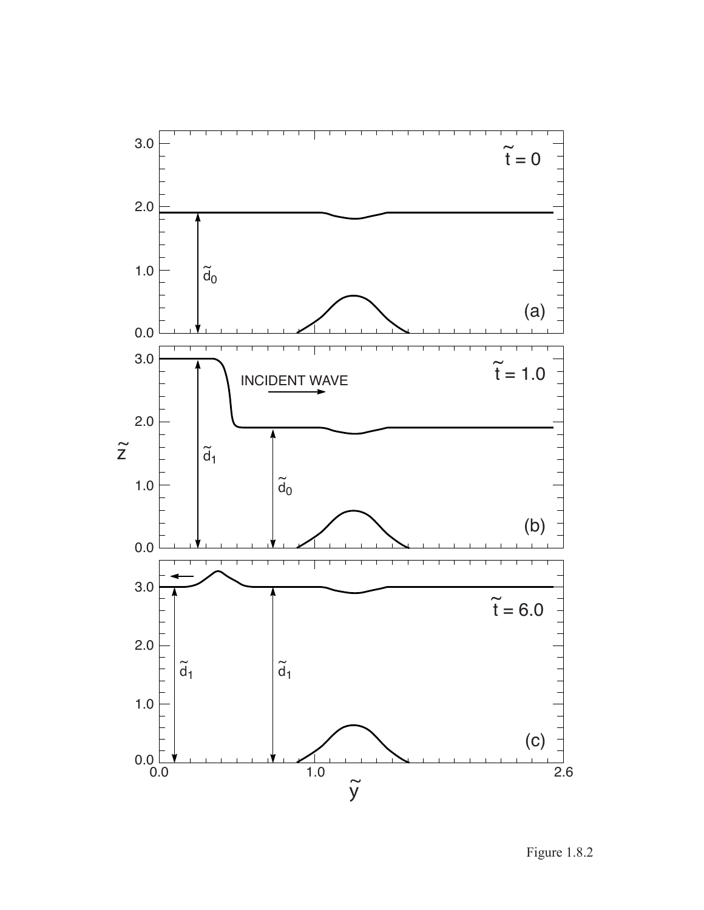Figure 1.8.2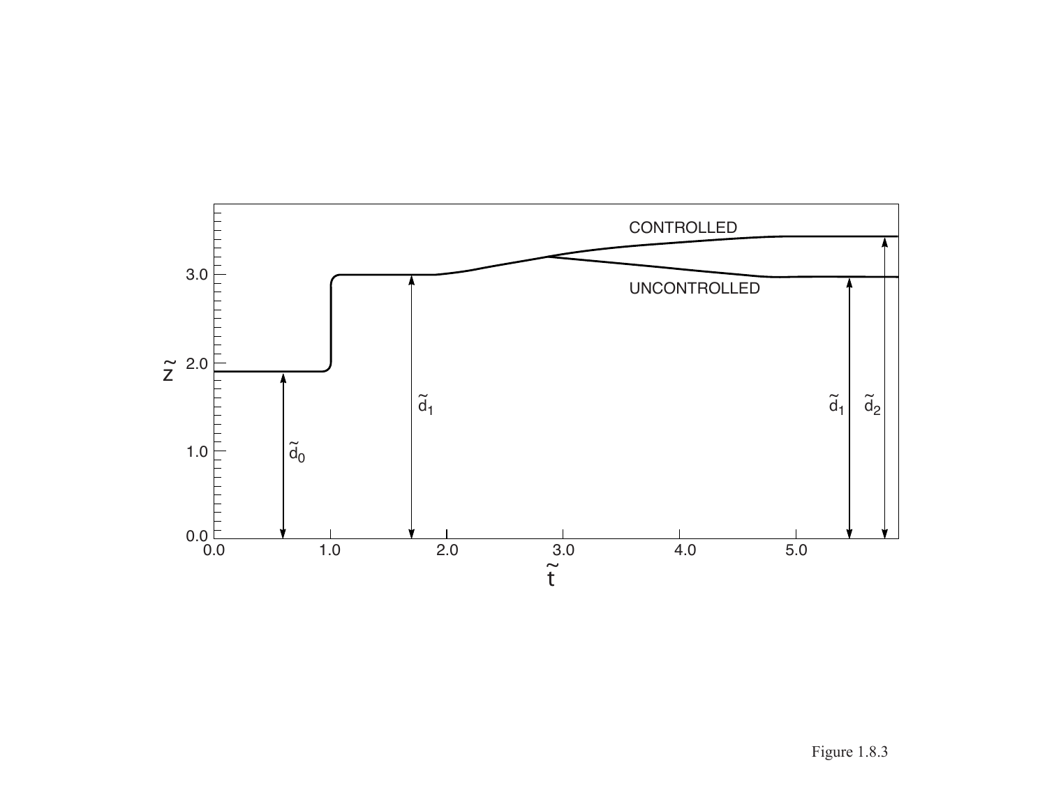CONTROLLED

UNCONTROLLED

$\tilde{z}$

3.0

2.0

1.0

0.0

$\tilde{d}_0$

$\tilde{d}_1$

$\tilde{d}_1$

$\tilde{d}_2$

0.0

1.0

2.0

3.0

4.0

5.0

$\tilde{t}$

Figure 1.8.3